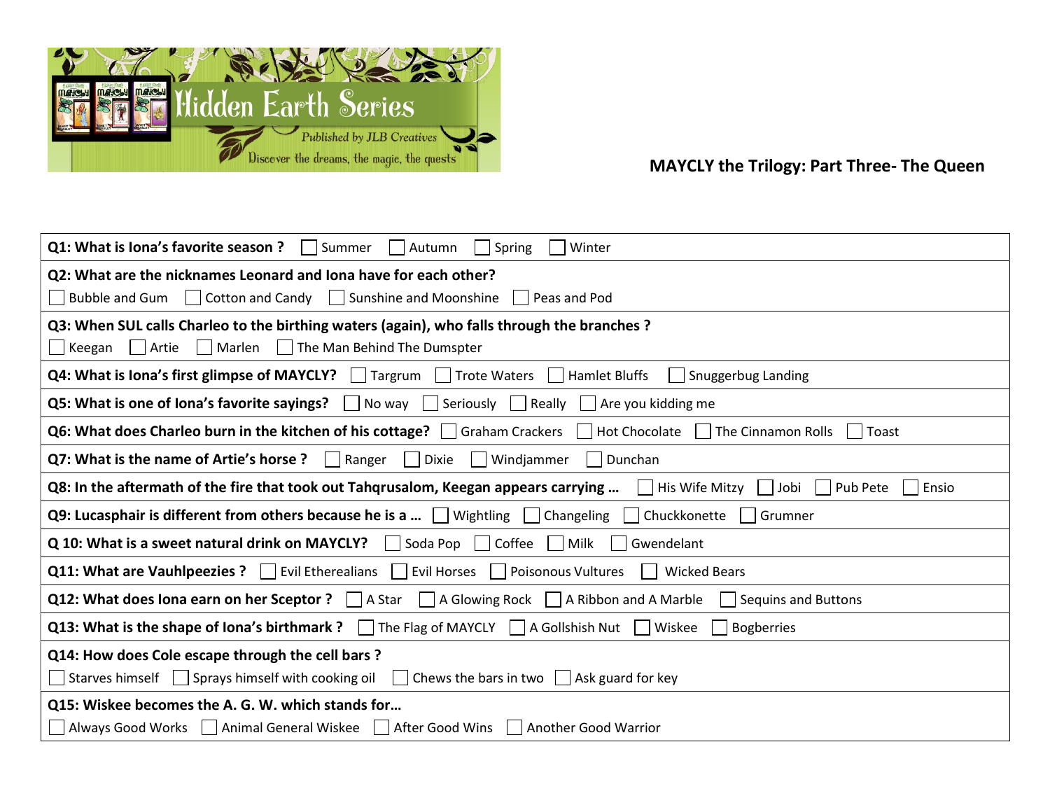Hidden Earth Series

*Published by JLB Creatives*

*Discover the dreams, the magic, the quests*

**MAYCLY the Trilogy: Part Three- The Queen**

**Q1: What is Iona's favorite season ?** ☐ Summer ☐ Autumn ☐ Spring ☐ Winter

**Q2: What are the nicknames Leonard and Iona have for each other?**
☐ Bubble and Gum ☐ Cotton and Candy ☐ Sunshine and Moonshine ☐ Peas and Pod

**Q3: When SUL calls Charleo to the birthing waters (again), who falls through the branches ?**
☐ Keegan ☐ Artie ☐ Marlen ☐ The Man Behind The Dumspter

**Q4: What is Iona's first glimpse of MAYCLY?** ☐ Targrum ☐ Trote Waters ☐ Hamlet Bluffs ☐ Snuggerbug Landing

**Q5: What is one of Iona's favorite sayings?** ☐ No way ☐ Seriously ☐ Really ☐ Are you kidding me

**Q6: What does Charleo burn in the kitchen of his cottage?** ☐ Graham Crackers ☐ Hot Chocolate ☐ The Cinnamon Rolls ☐ Toast

**Q7: What is the name of Artie's horse ?** ☐ Ranger ☐ Dixie ☐ Windjammer ☐ Dunchan

**Q8: In the aftermath of the fire that took out Tahqrusalom, Keegan appears carrying …** ☐ His Wife Mitzy ☐ Jobi ☐ Pub Pete ☐ Ensio

**Q9: Lucasphair is different from others because he is a …** ☐ Wightling ☐ Changeling ☐ Chuckkonette ☐ Grumner

**Q 10: What is a sweet natural drink on MAYCLY?** ☐ Soda Pop ☐ Coffee ☐ Milk ☐ Gwendelant

**Q11: What are Vauhlpeezies ?** ☐ Evil Etherealians ☐ Evil Horses ☐ Poisonous Vultures ☐ Wicked Bears

**Q12: What does Iona earn on her Sceptor ?** ☐ A Star ☐ A Glowing Rock ☐ A Ribbon and A Marble ☐ Sequins and Buttons

**Q13: What is the shape of Iona's birthmark ?** ☐ The Flag of MAYCLY ☐ A Gollshish Nut ☐ Wiskee ☐ Bogberries

**Q14: How does Cole escape through the cell bars ?**
☐ Starves himself ☐ Sprays himself with cooking oil ☐ Chews the bars in two ☐ Ask guard for key

**Q15: Wiskee becomes the A. G. W. which stands for…**
☐ Always Good Works ☐ Animal General Wiskee ☐ After Good Wins ☐ Another Good Warrior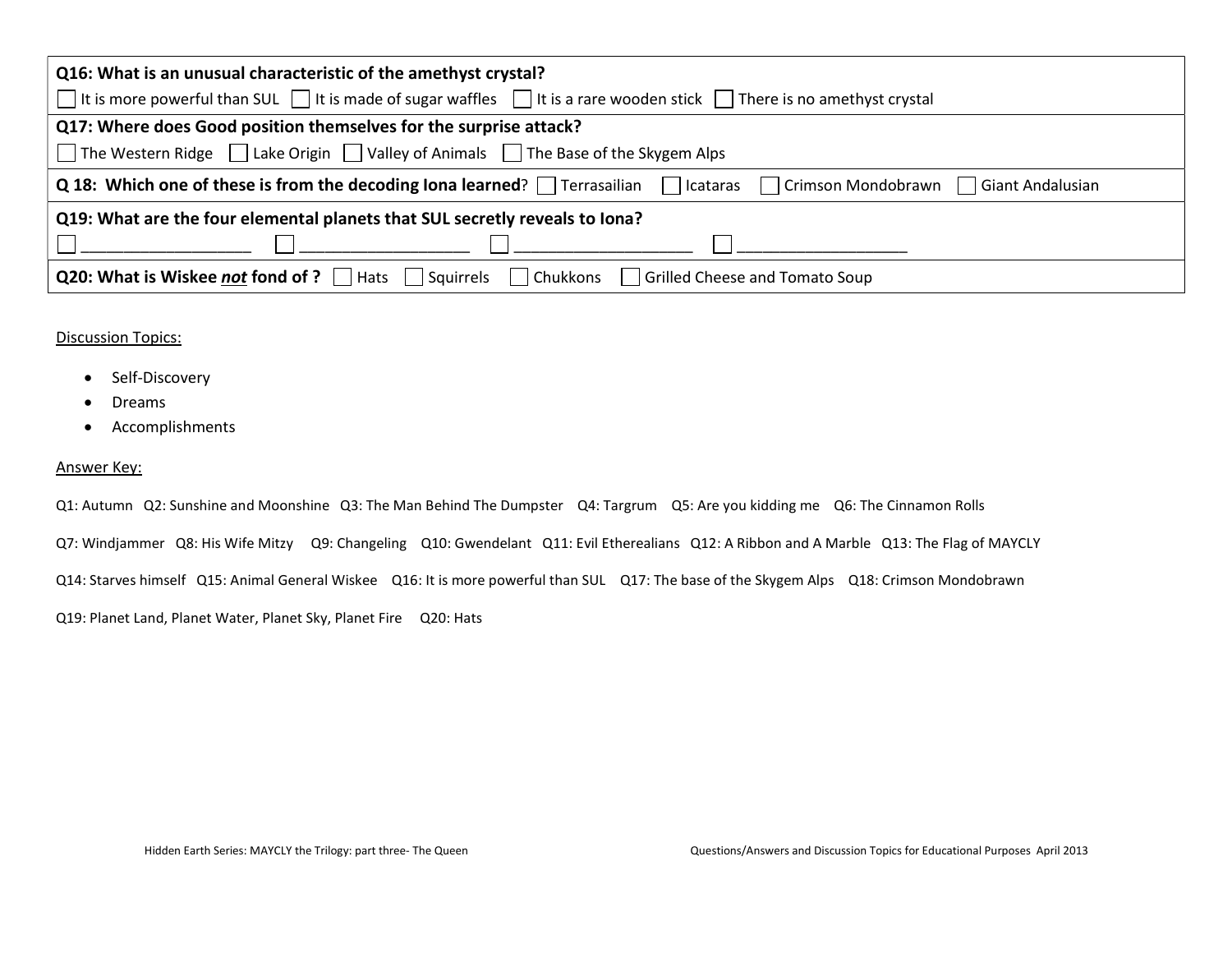**Q16: What is an unusual characteristic of the amethyst crystal?**

☐ It is more powerful than SUL ☐ It is made of sugar waffles ☐ It is a rare wooden stick ☐ There is no amethyst crystal

**Q17: Where does Good position themselves for the surprise attack?**

☐ The Western Ridge ☐ Lake Origin ☐ Valley of Animals ☐ The Base of the Skygem Alps

**Q 18: Which one of these is from the decoding Iona learned**? ☐ Terrasailian ☐ Icataras ☐ Crimson Mondobrawn ☐ Giant Andalusian

**Q19: What are the four elemental planets that SUL secretly reveals to Iona?**

☐ ___________________ ☐ ___________________ ☐ ___________________ ☐ ___________________

**Q20: What is Wiskee *not* fond of ?** ☐ Hats ☐ Squirrels ☐ Chukkons ☐ Grilled Cheese and Tomato Soup

Discussion Topics:

- Self-Discovery
- Dreams
- Accomplishments

Answer Key:

Q1: Autumn Q2: Sunshine and Moonshine Q3: The Man Behind The Dumpster Q4: Targrum Q5: Are you kidding me Q6: The Cinnamon Rolls

Q7: Windjammer Q8: His Wife Mitzy Q9: Changeling Q10: Gwendelant Q11: Evil Etherealians Q12: A Ribbon and A Marble Q13: The Flag of MAYCLY

Q14: Starves himself Q15: Animal General Wiskee Q16: It is more powerful than SUL Q17: The base of the Skygem Alps Q18: Crimson Mondobrawn

Q19: Planet Land, Planet Water, Planet Sky, Planet Fire Q20: Hats